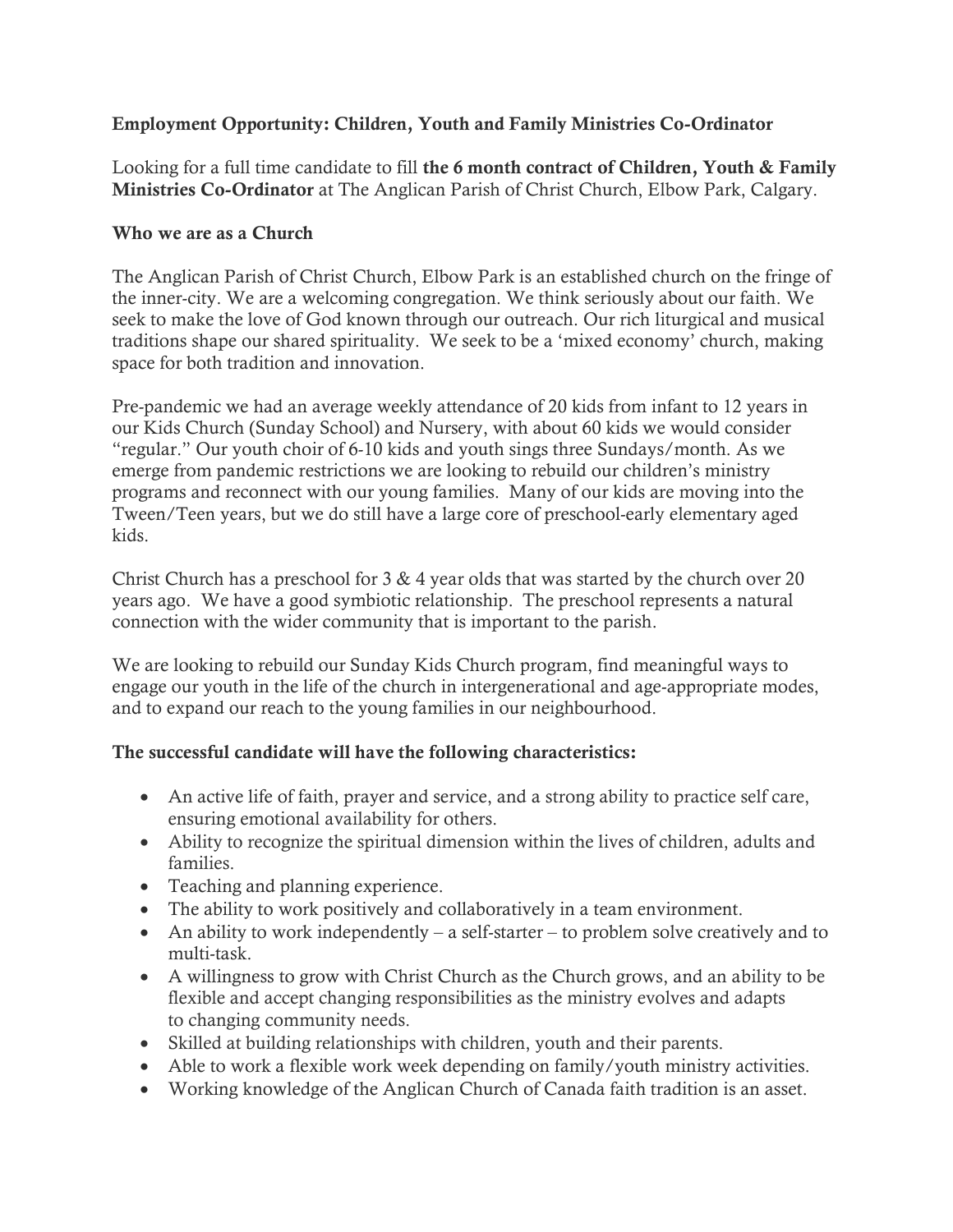**Employment Opportunity: Children, Youth and Family Ministries Co-Ordinator**

Looking for a full time candidate to fill **the 6 month contract of Children, Youth & Family Ministries Co-Ordinator** at The Anglican Parish of Christ Church, Elbow Park, Calgary.

**Who we are as a Church**

The Anglican Parish of Christ Church, Elbow Park is an established church on the fringe of the inner-city. We are a welcoming congregation. We think seriously about our faith. We seek to make the love of God known through our outreach. Our rich liturgical and musical traditions shape our shared spirituality. We seek to be a 'mixed economy' church, making space for both tradition and innovation.

Pre-pandemic we had an average weekly attendance of 20 kids from infant to 12 years in our Kids Church (Sunday School) and Nursery, with about 60 kids we would consider "regular." Our youth choir of 6-10 kids and youth sings three Sundays/month. As we emerge from pandemic restrictions we are looking to rebuild our children's ministry programs and reconnect with our young families. Many of our kids are moving into the Tween/Teen years, but we do still have a large core of preschool-early elementary aged kids.

Christ Church has a preschool for 3 & 4 year olds that was started by the church over 20 years ago. We have a good symbiotic relationship. The preschool represents a natural connection with the wider community that is important to the parish.

We are looking to rebuild our Sunday Kids Church program, find meaningful ways to engage our youth in the life of the church in intergenerational and age-appropriate modes, and to expand our reach to the young families in our neighbourhood.

**The successful candidate will have the following characteristics:**

- An active life of faith, prayer and service, and a strong ability to practice self care, ensuring emotional availability for others.
- Ability to recognize the spiritual dimension within the lives of children, adults and families.
- Teaching and planning experience.
- The ability to work positively and collaboratively in a team environment.
- An ability to work independently – a self-starter – to problem solve creatively and to multi-task.
- A willingness to grow with Christ Church as the Church grows, and an ability to be flexible and accept changing responsibilities as the ministry evolves and adapts to changing community needs.
- Skilled at building relationships with children, youth and their parents.
- Able to work a flexible work week depending on family/youth ministry activities.
- Working knowledge of the Anglican Church of Canada faith tradition is an asset.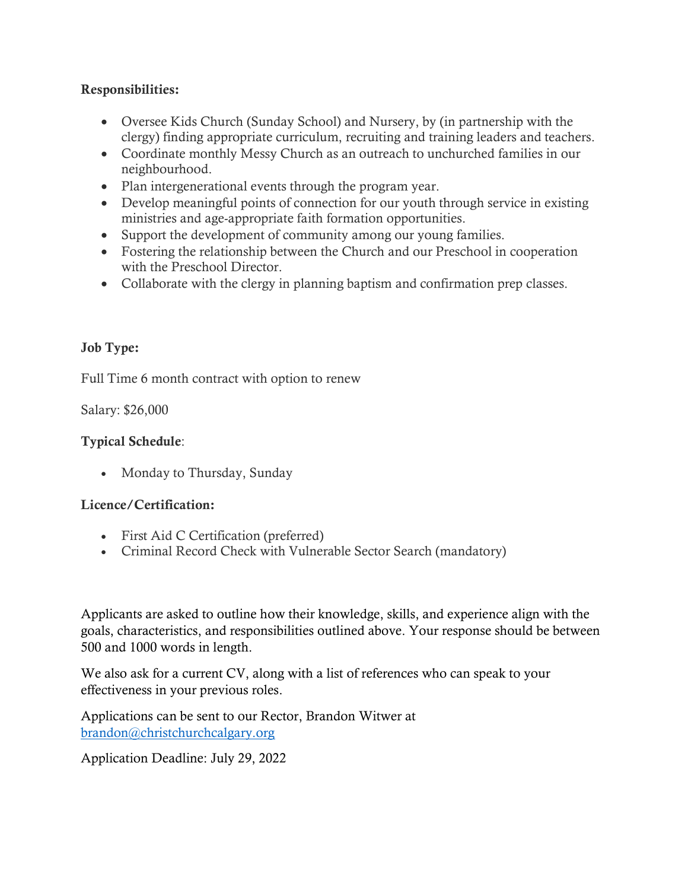**Responsibilities:**

- Oversee Kids Church (Sunday School) and Nursery, by (in partnership with the clergy) finding appropriate curriculum, recruiting and training leaders and teachers.
- Coordinate monthly Messy Church as an outreach to unchurched families in our neighbourhood.
- Plan intergenerational events through the program year.
- Develop meaningful points of connection for our youth through service in existing ministries and age-appropriate faith formation opportunities.
- Support the development of community among our young families.
- Fostering the relationship between the Church and our Preschool in cooperation with the Preschool Director.
- Collaborate with the clergy in planning baptism and confirmation prep classes.

**Job Type:**

Full Time 6 month contract with option to renew

Salary: $26,000

**Typical Schedule**:

- Monday to Thursday, Sunday

**Licence/Certification:**

- First Aid C Certification (preferred)
- Criminal Record Check with Vulnerable Sector Search (mandatory)

Applicants are asked to outline how their knowledge, skills, and experience align with the goals, characteristics, and responsibilities outlined above. Your response should be between 500 and 1000 words in length.

We also ask for a current CV, along with a list of references who can speak to your effectiveness in your previous roles.

Applications can be sent to our Rector, Brandon Witwer at [brandon@christchurchcalgary.org](mailto:brandon@christchurchcalgary.org)

Application Deadline: July 29, 2022